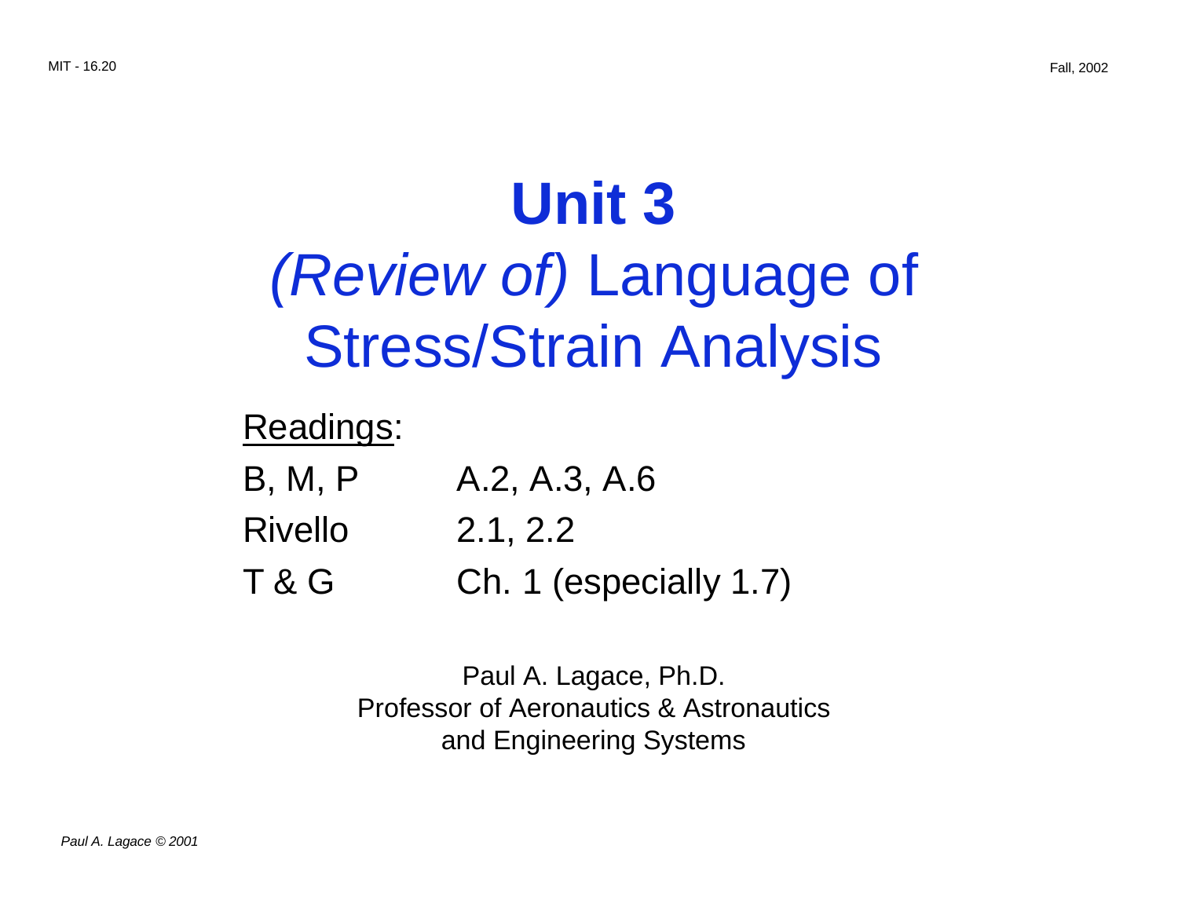# Unit 3

## *(Review of)* Language of Stress/Strain Analysis

Readings:

| | |
|---|---|
| B, M, P | A.2, A.3, A.6 |
| Rivello | 2.1, 2.2 |
| T & G | Ch. 1 (especially 1.7) |

Paul A. Lagace, Ph.D.
Professor of Aeronautics & Astronautics
and Engineering Systems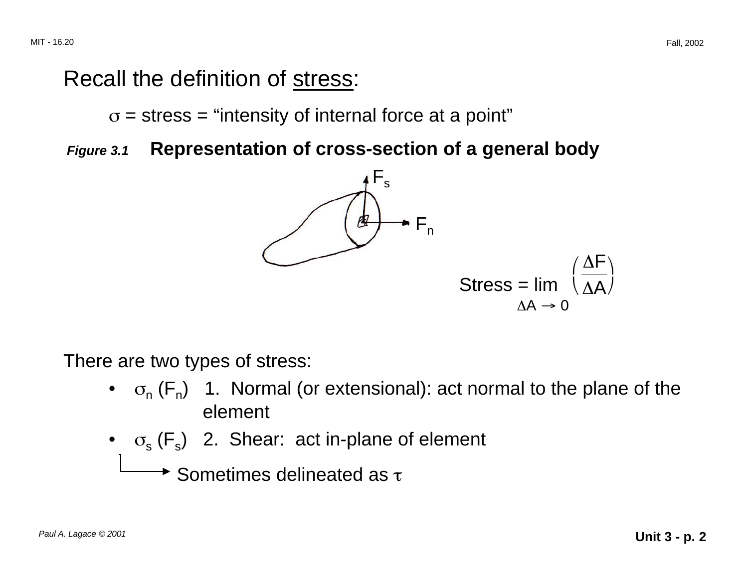Recall the definition of stress:

$\sigma$ = stress = "intensity of internal force at a point"

*Figure 3.1* **Representation of cross-section of a general body**

$F_s$

$F_n$

$$\text{Stress} = \lim_{\Delta A \to 0} \left( \frac{\Delta F}{\Delta A} \right)$$

There are two types of stress:

- $\sigma_n$ ($F_n$) 1. Normal (or extensional): act normal to the plane of the element
- $\sigma_s$ ($F_s$) 2. Shear: act in-plane of element

→ Sometimes delineated as $\tau$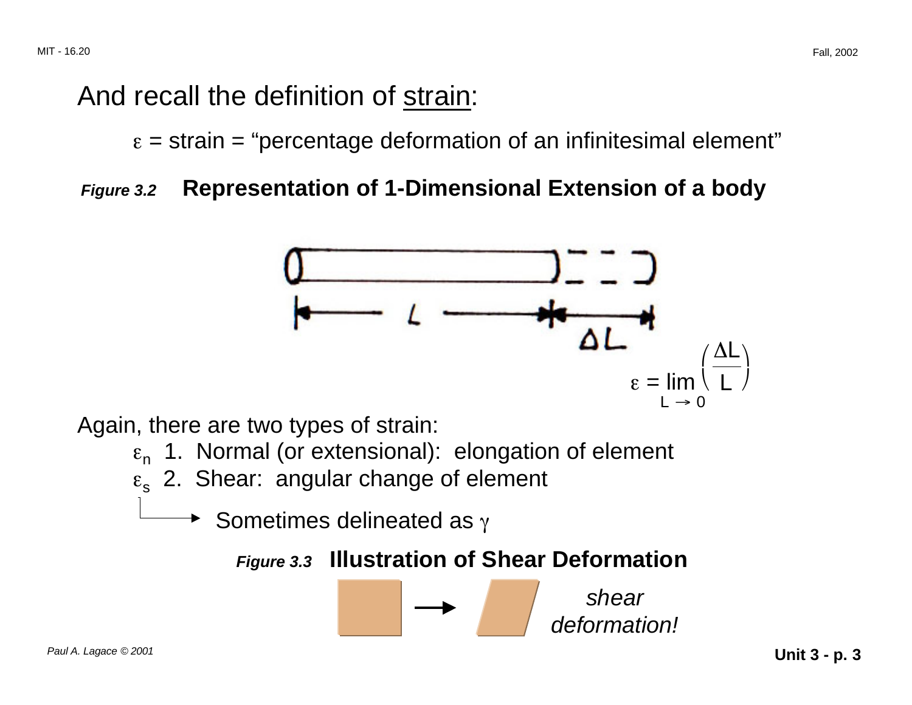And recall the definition of strain:

$\varepsilon$ = strain = “percentage deformation of an infinitesimal element”

***Figure 3.2*** **Representation of 1-Dimensional Extension of a body**

$$\varepsilon = \lim_{L \to 0} \left( \frac{\Delta L}{L} \right)$$

Again, there are two types of strain:

$\varepsilon_n$ 1. Normal (or extensional): elongation of element

$\varepsilon_s$ 2. Shear: angular change of element

→ Sometimes delineated as $\gamma$

***Figure 3.3*** **Illustration of Shear Deformation**

*shear deformation!*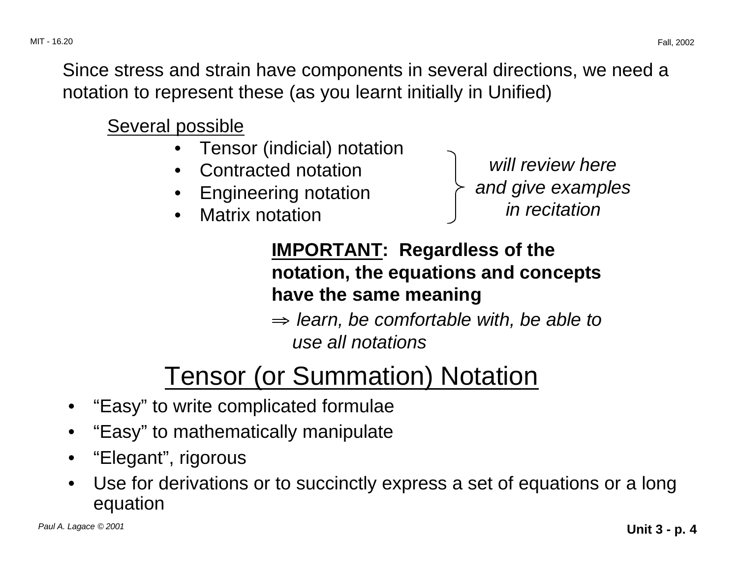Since stress and strain have components in several directions, we need a notation to represent these (as you learnt initially in Unified)

Several possible

- Tensor (indicial) notation
- Contracted notation
- Engineering notation
- Matrix notation

*will review here and give examples in recitation*

**IMPORTANT: Regardless of the notation, the equations and concepts have the same meaning**

$\Rightarrow$ *learn, be comfortable with, be able to use all notations*

# Tensor (or Summation) Notation

- "Easy" to write complicated formulae
- "Easy" to mathematically manipulate
- "Elegant", rigorous
- Use for derivations or to succinctly express a set of equations or a long equation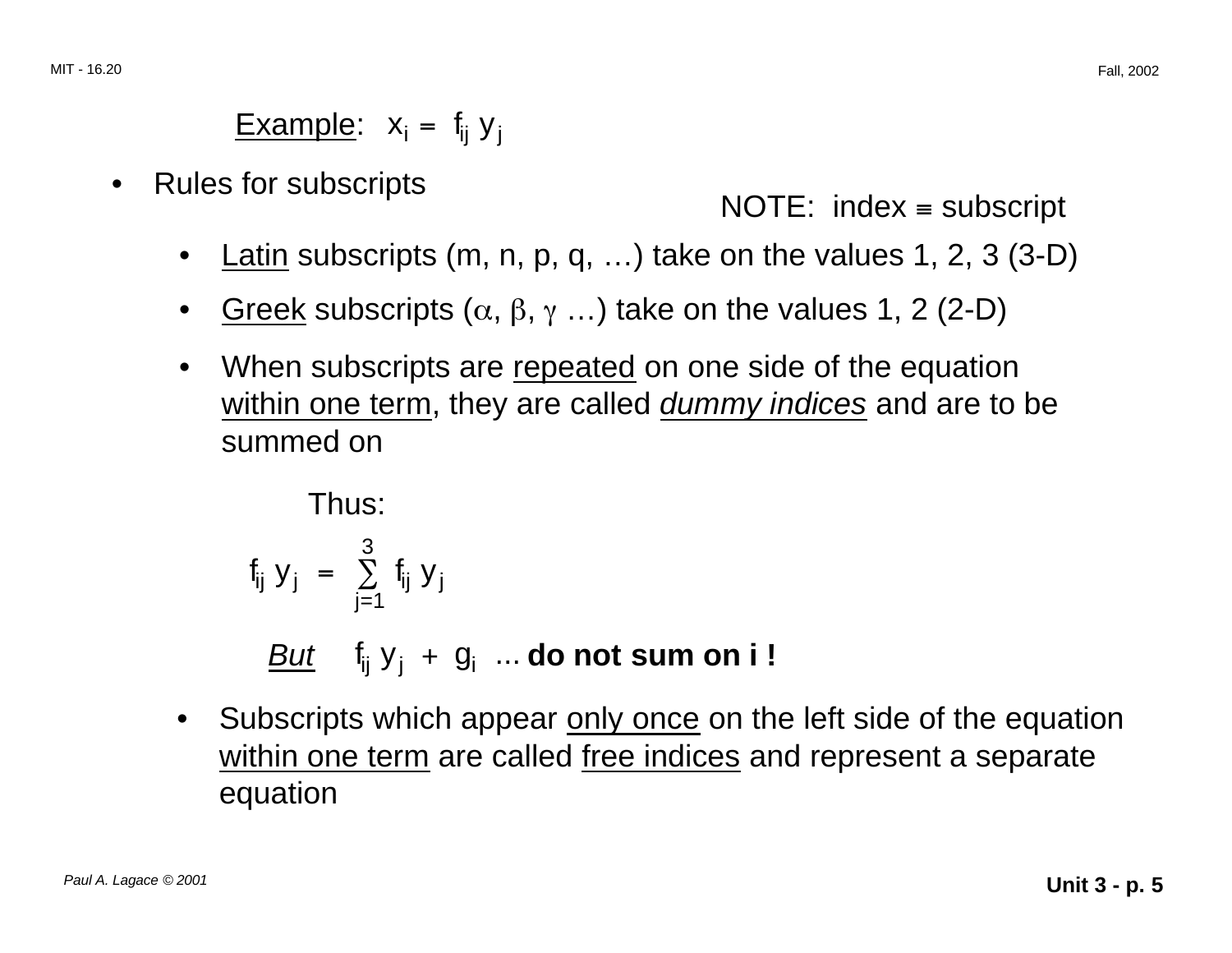<u>Example</u>: $x_i = f_{ij} \, y_j$

- Rules for subscripts

NOTE: index ≡ subscript

  - <u>Latin</u> subscripts (m, n, p, q, …) take on the values 1, 2, 3 (3-D)
  - <u>Greek</u> subscripts ($\alpha$, $\beta$, $\gamma$ …) take on the values 1, 2 (2-D)
  - When subscripts are <u>repeated</u> on one side of the equation <u>within one term</u>, they are called <u>*dummy indices*</u> and are to be summed on

Thus:

$$f_{ij} \, y_j = \sum_{j=1}^{3} f_{ij} \, y_j$$

<u>*But*</u> $f_{ij} \, y_j + g_i$ ... **do not sum on i !**

  - Subscripts which appear <u>only once</u> on the left side of the equation <u>within one term</u> are called <u>free indices</u> and represent a separate equation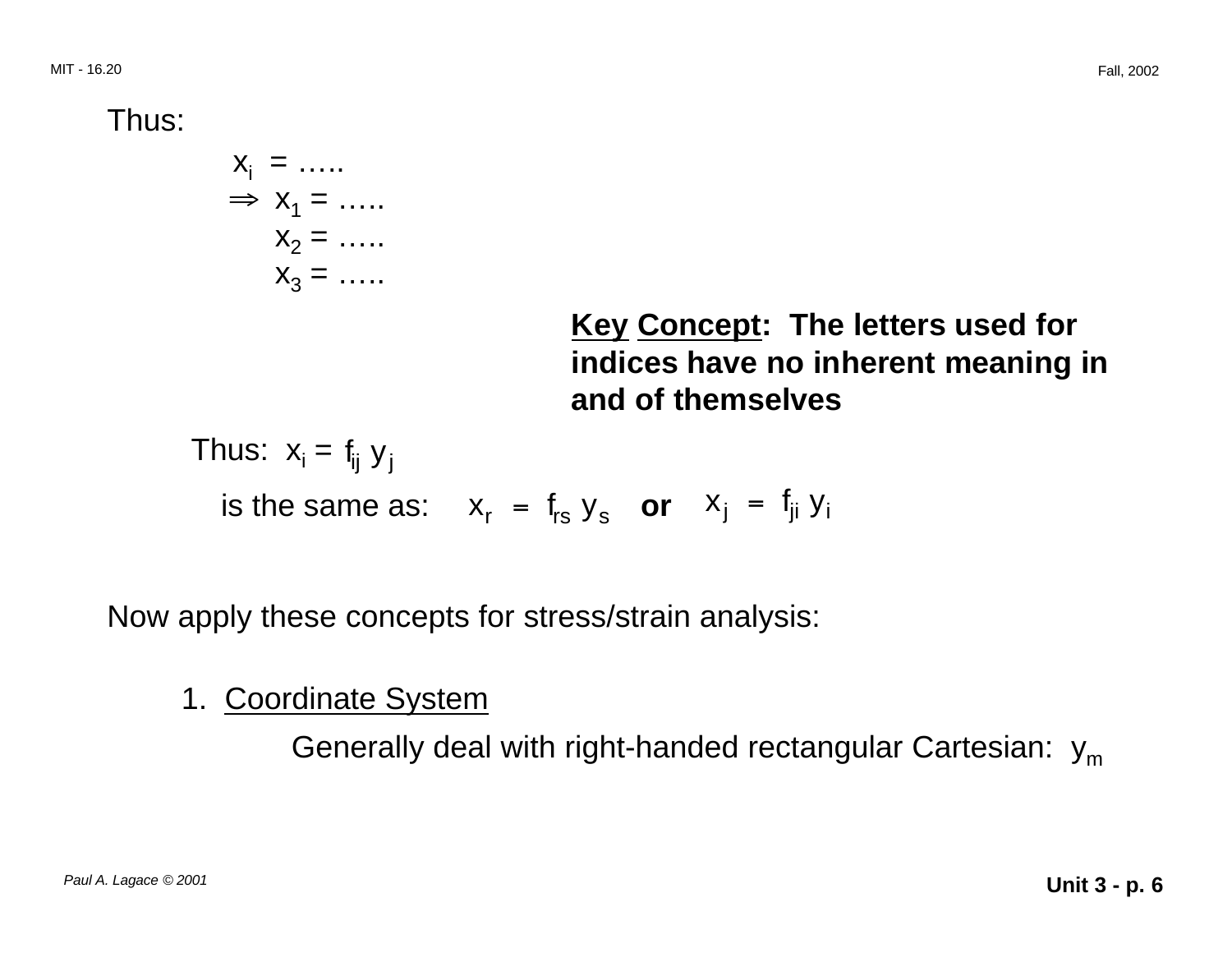Thus:

$$x_i = \ldots\ldots$$

$$\Rightarrow x_1 = \ldots\ldots$$
$$x_2 = \ldots\ldots$$
$$x_3 = \ldots\ldots$$

**Key Concept: The letters used for indices have no inherent meaning in and of themselves**

Thus: $x_i = f_{ij} \, y_j$

is the same as: $x_r = f_{rs} \, y_s$ **or** $x_j = f_{ji} \, y_i$

Now apply these concepts for stress/strain analysis:

1. Coordinate System

   Generally deal with right-handed rectangular Cartesian: $y_m$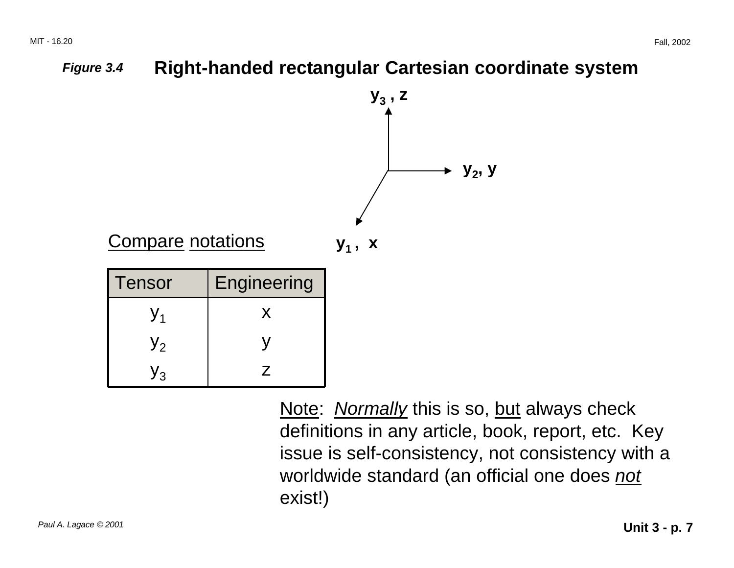*Figure 3.4* **Right-handed rectangular Cartesian coordinate system**

$y_3$ , z

$y_2$, y

$y_1$ , x

<u>Compare</u> <u>notations</u>

| Tensor | Engineering |
|---|---|
| $y_1$ | x |
| $y_2$ | y |
| $y_3$ | z |

<u>Note</u>: <u>*Normally*</u> this is so, <u>but</u> always check definitions in any article, book, report, etc. Key issue is self-consistency, not consistency with a worldwide standard (an official one does <u>*not*</u> exist!)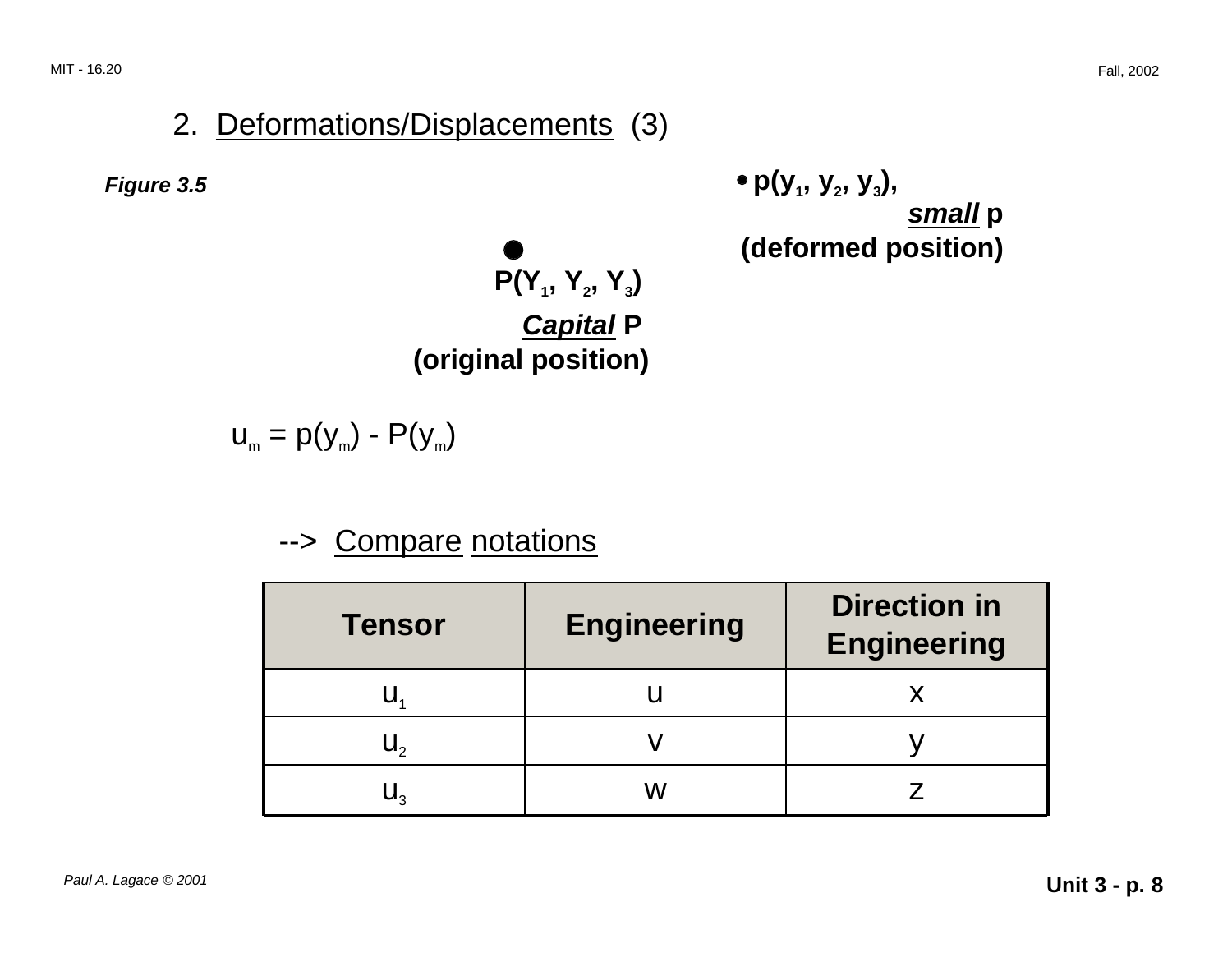## 2. Deformations/Displacements (3)

***Figure 3.5***

• $p(y_1, y_2, y_3)$, ***small*** p (deformed position)

$P(Y_1, Y_2, Y_3)$ ***Capital*** P (original position)

$$u_m = p(y_m) - P(y_m)$$

--> Compare notations

| Tensor | Engineering | Direction in Engineering |
|---|---|---|
| $u_1$ | u | x |
| $u_2$ | v | y |
| $u_3$ | w | z |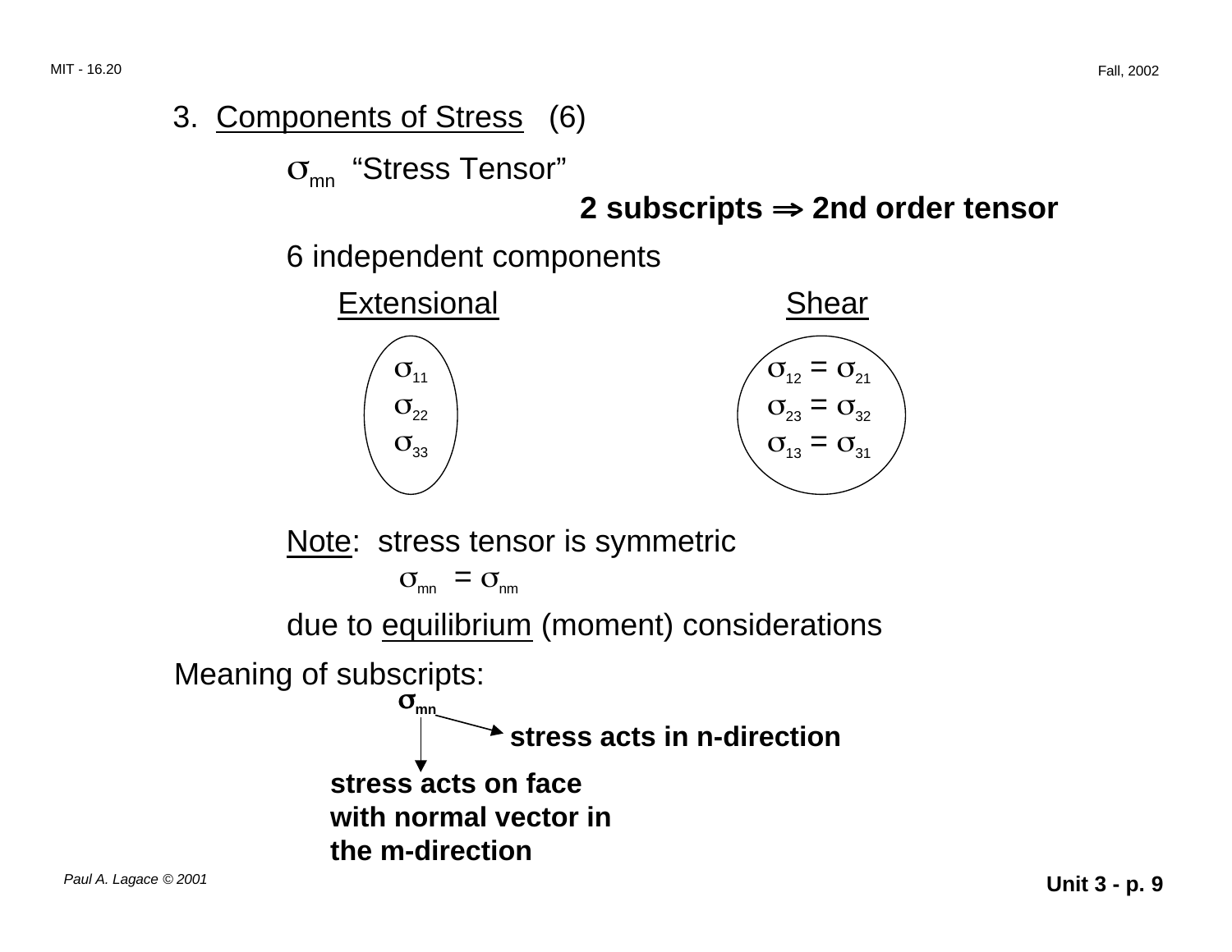## 3. Components of Stress (6)

$\sigma_{mn}$ "Stress Tensor"

**2 subscripts $\Rightarrow$ 2nd order tensor**

6 independent components

| Extensional | Shear |
|---|---|
| $\sigma_{11}$ | $\sigma_{12} = \sigma_{21}$ |
| $\sigma_{22}$ | $\sigma_{23} = \sigma_{32}$ |
| $\sigma_{33}$ | $\sigma_{13} = \sigma_{31}$ |

Note: stress tensor is symmetric

$$\sigma_{mn} = \sigma_{nm}$$

due to equilibrium (moment) considerations

Meaning of subscripts:

$\sigma_{mn}$

- n: **stress acts in n-direction**
- m: **stress acts on face with normal vector in the m-direction**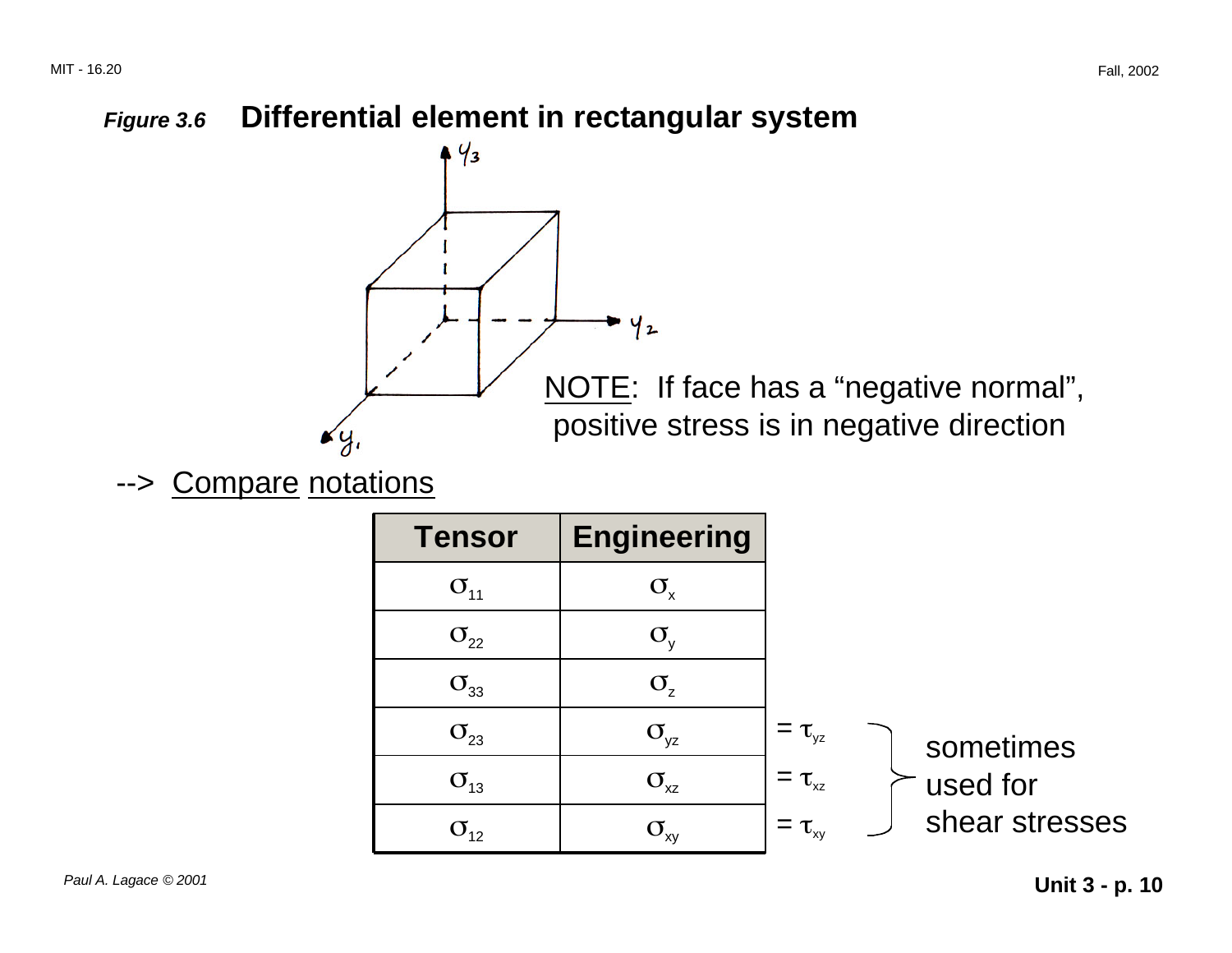***Figure 3.6*** **Differential element in rectangular system**

NOTE: If face has a "negative normal", positive stress is in negative direction

--> Compare notations

| Tensor | Engineering | |
|---|---|---|
| $\sigma_{11}$ | $\sigma_x$ | |
| $\sigma_{22}$ | $\sigma_y$ | |
| $\sigma_{33}$ | $\sigma_z$ | |
| $\sigma_{23}$ | $\sigma_{yz}$ | $= \tau_{yz}$ |
| $\sigma_{13}$ | $\sigma_{xz}$ | $= \tau_{xz}$ |
| $\sigma_{12}$ | $\sigma_{xy}$ | $= \tau_{xy}$ |

($\tau_{yz}$, $\tau_{xz}$, $\tau_{xy}$: sometimes used for shear stresses)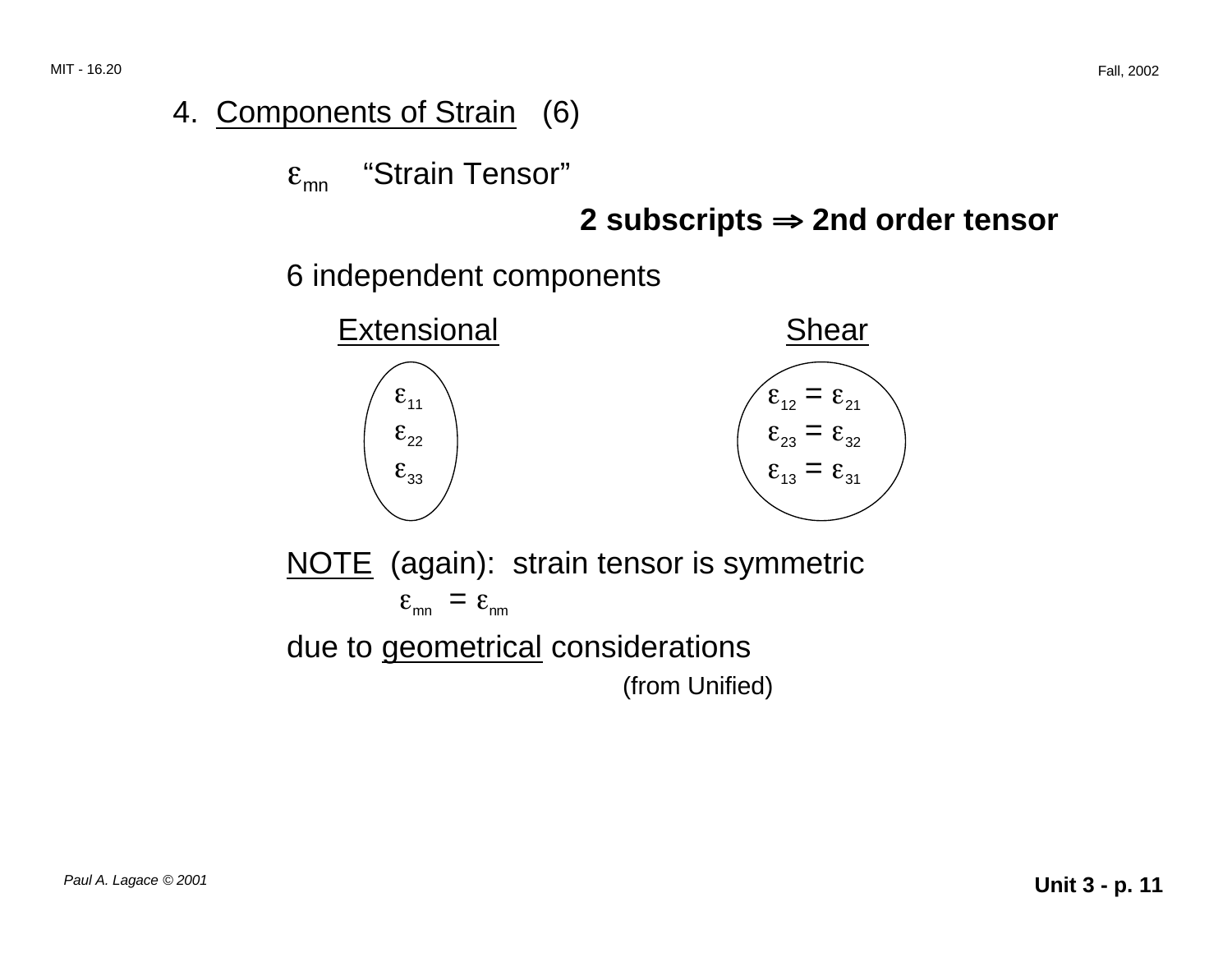## 4. Components of Strain (6)

$\varepsilon_{mn}$ "Strain Tensor"

**2 subscripts $\Rightarrow$ 2nd order tensor**

6 independent components

| Extensional | Shear |
|---|---|
| $\varepsilon_{11}$ | $\varepsilon_{12} = \varepsilon_{21}$ |
| $\varepsilon_{22}$ | $\varepsilon_{23} = \varepsilon_{32}$ |
| $\varepsilon_{33}$ | $\varepsilon_{13} = \varepsilon_{31}$ |

NOTE (again): strain tensor is symmetric

$$\varepsilon_{mn} = \varepsilon_{nm}$$

due to geometrical considerations

(from Unified)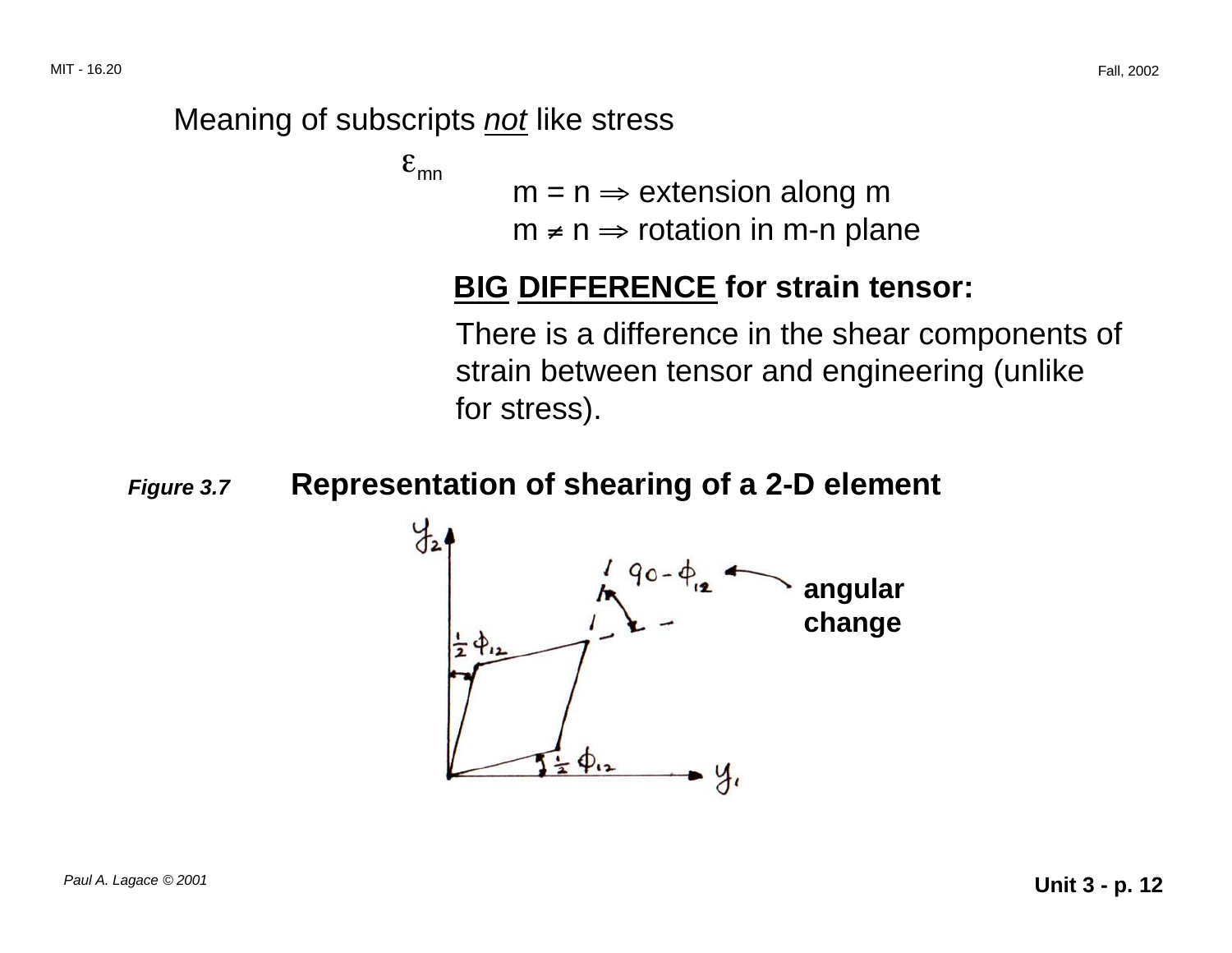Meaning of subscripts *not* like stress

$\varepsilon_{mn}$

m = n $\Rightarrow$ extension along m

m $\neq$ n $\Rightarrow$ rotation in m-n plane

**BIG DIFFERENCE for strain tensor:**

There is a difference in the shear components of strain between tensor and engineering (unlike for stress).

***Figure 3.7*** **Representation of shearing of a 2-D element**

$y_2$, $y_1$, $\frac{1}{2}\phi_{12}$, $\frac{1}{2}\phi_{12}$, $90 - \phi_{12}$, **angular change**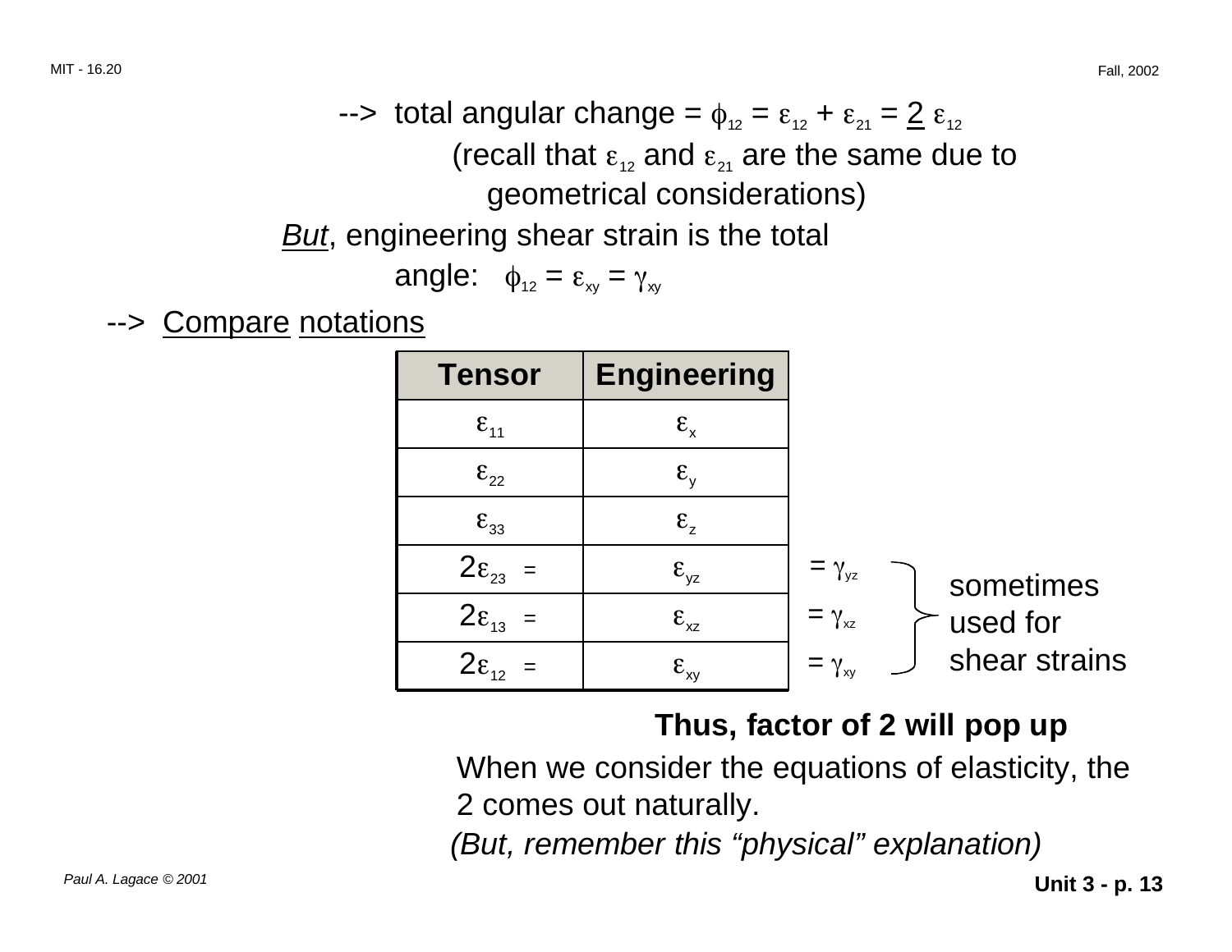--> total angular change = $\phi_{12} = \varepsilon_{12} + \varepsilon_{21} = \underline{2}\ \varepsilon_{12}$

(recall that $\varepsilon_{12}$ and $\varepsilon_{21}$ are the same due to geometrical considerations)

*But*, engineering shear strain is the total angle: $\phi_{12} = \varepsilon_{xy} = \gamma_{xy}$

--> Compare notations

| Tensor | Engineering | |
|---|---|---|
| $\varepsilon_{11}$ | $\varepsilon_x$ | |
| $\varepsilon_{22}$ | $\varepsilon_y$ | |
| $\varepsilon_{33}$ | $\varepsilon_z$ | |
| $2\varepsilon_{23}$ = | $\varepsilon_{yz}$ | $= \gamma_{yz}$ |
| $2\varepsilon_{13}$ = | $\varepsilon_{xz}$ | $= \gamma_{xz}$ |
| $2\varepsilon_{12}$ = | $\varepsilon_{xy}$ | $= \gamma_{xy}$ |

($\gamma_{yz}$, $\gamma_{xz}$, $\gamma_{xy}$: sometimes used for shear strains)

**Thus, factor of 2 will pop up**

When we consider the equations of elasticity, the 2 comes out naturally.

*(But, remember this "physical" explanation)*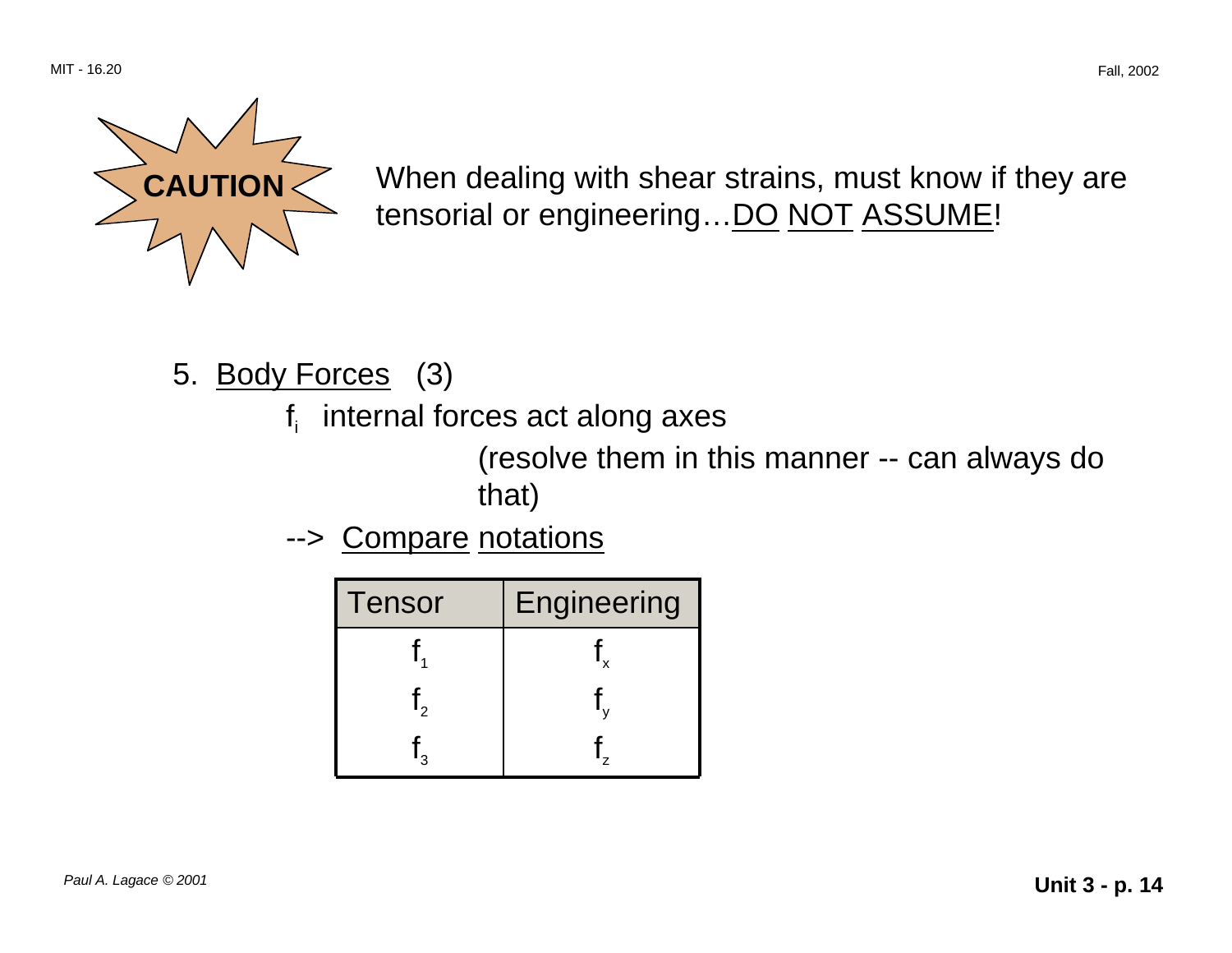**CAUTION**

When dealing with shear strains, must know if they are tensorial or engineering…DO NOT ASSUME!

5. Body Forces (3)

$f_i$ internal forces act along axes

(resolve them in this manner -- can always do that)

--> Compare notations

| Tensor | Engineering |
| --- | --- |
| $f_1$ | $f_x$ |
| $f_2$ | $f_y$ |
| $f_3$ | $f_z$ |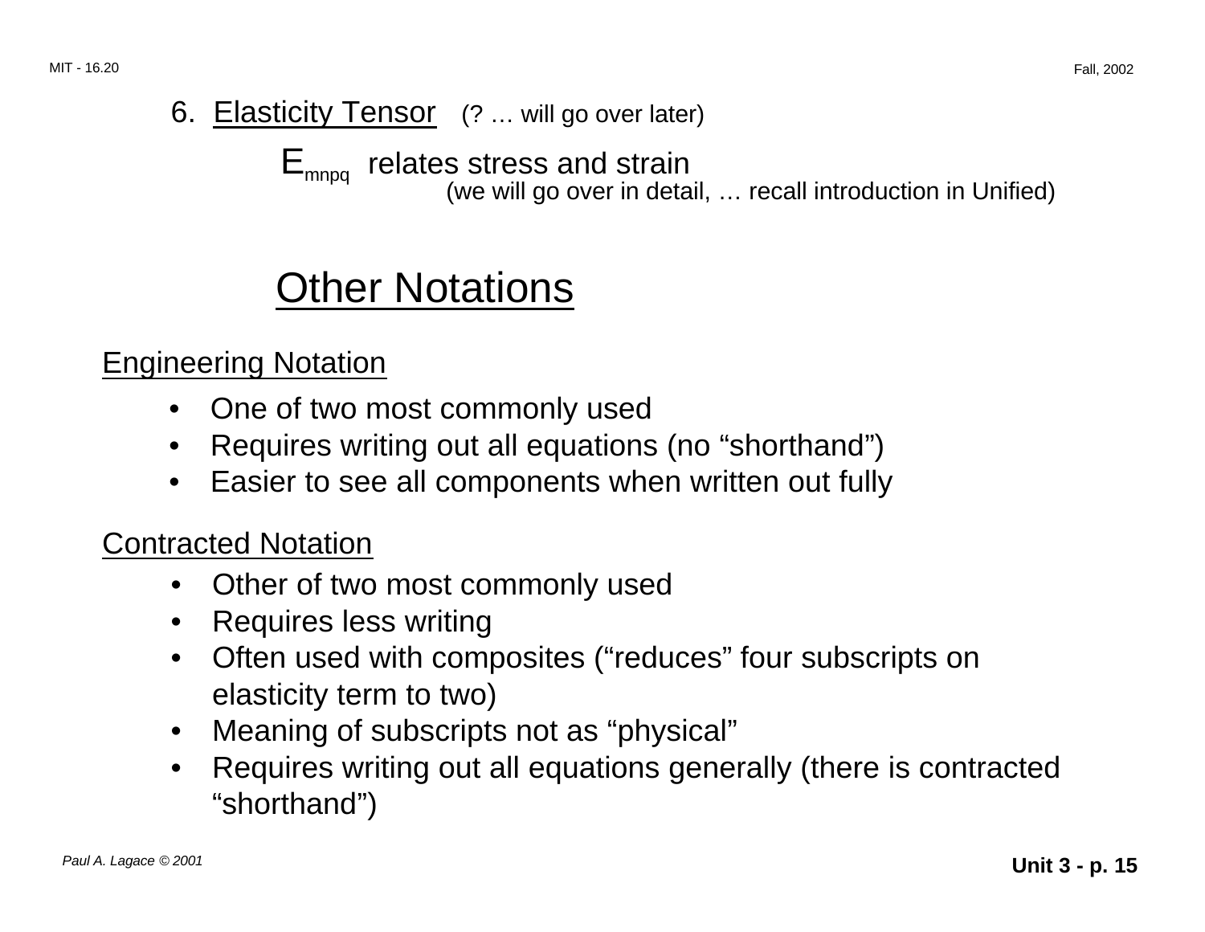6. Elasticity Tensor (? … will go over later)

$E_{mnpq}$ relates stress and strain

(we will go over in detail, … recall introduction in Unified)

# Other Notations

## Engineering Notation

- One of two most commonly used
- Requires writing out all equations (no "shorthand")
- Easier to see all components when written out fully

## Contracted Notation

- Other of two most commonly used
- Requires less writing
- Often used with composites ("reduces" four subscripts on elasticity term to two)
- Meaning of subscripts not as "physical"
- Requires writing out all equations generally (there is contracted "shorthand")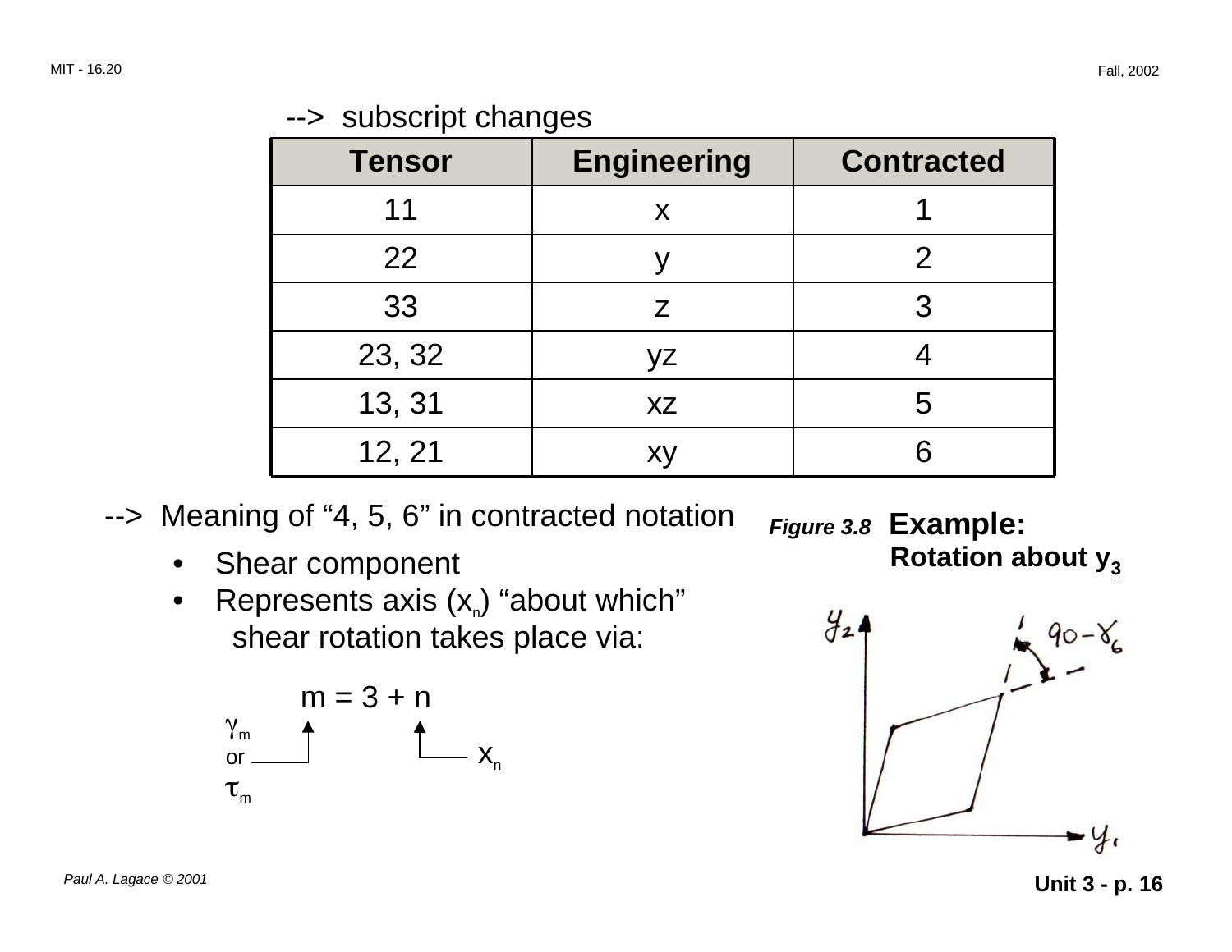--> subscript changes

| Tensor | Engineering | Contracted |
|---|---|---|
| 11 | x | 1 |
| 22 | y | 2 |
| 33 | z | 3 |
| 23, 32 | yz | 4 |
| 13, 31 | xz | 5 |
| 12, 21 | xy | 6 |

--> Meaning of "4, 5, 6" in contracted notation

- Shear component
- Represents axis ($x_n$) "about which" shear rotation takes place via:

$$m = 3 + n$$

$\gamma_m$ or $\tau_m$ ← $m$; $n$ → $x_n$

*Figure 3.8* **Example: Rotation about $y_3$**

$y_2$, $y_1$, $90 - \gamma_6$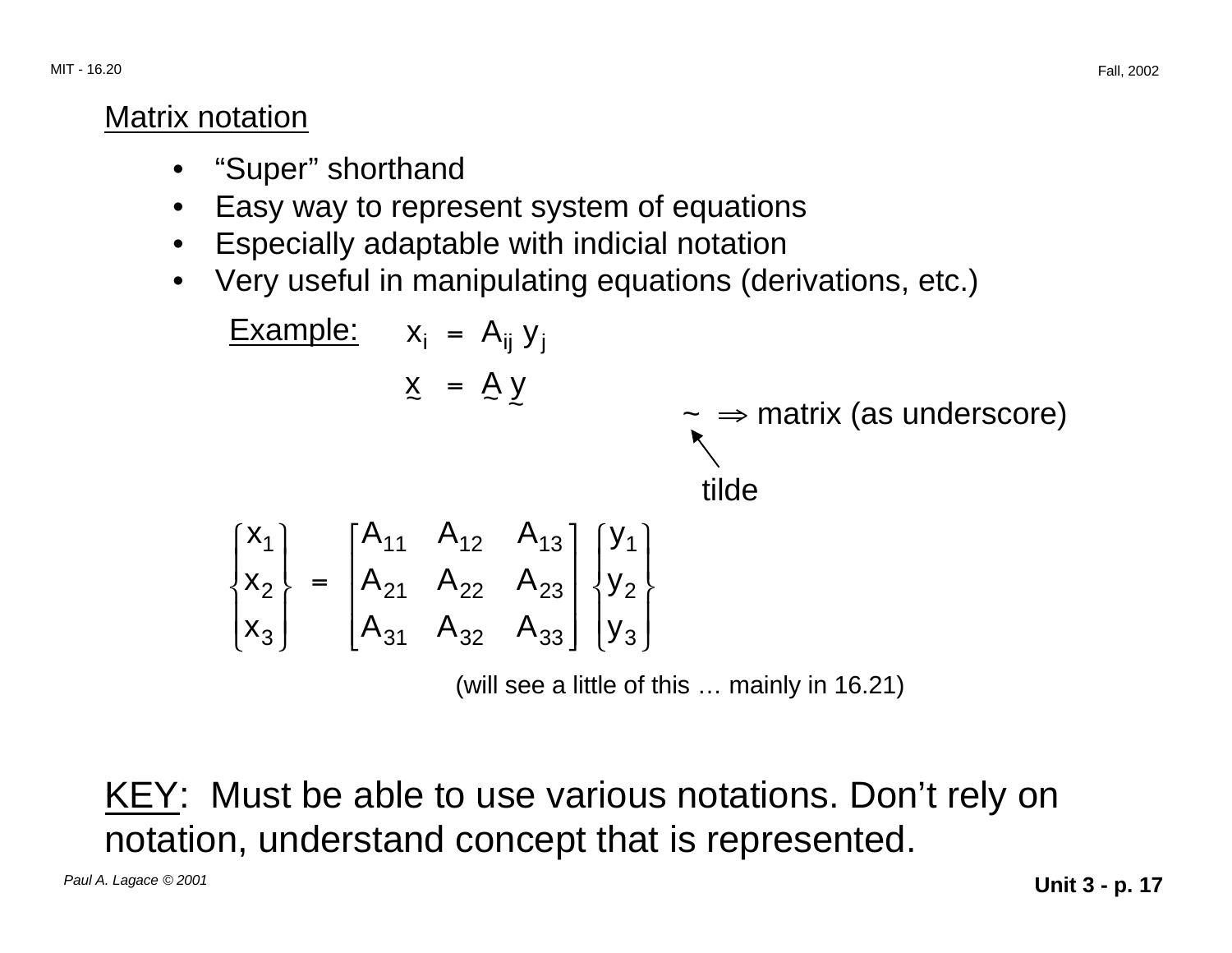## Matrix notation

- "Super" shorthand
- Easy way to represent system of equations
- Especially adaptable with indicial notation
- Very useful in manipulating equations (derivations, etc.)

Example: $x_i = A_{ij} \, y_j$

$$\underset{\sim}{x} = \underset{\sim}{A} \, \underset{\sim}{y}$$

$\sim \;\Rightarrow$ matrix (as underscore)

tilde

$$\begin{Bmatrix} x_1 \\ x_2 \\ x_3 \end{Bmatrix} = \begin{bmatrix} A_{11} & A_{12} & A_{13} \\ A_{21} & A_{22} & A_{23} \\ A_{31} & A_{32} & A_{33} \end{bmatrix} \begin{Bmatrix} y_1 \\ y_2 \\ y_3 \end{Bmatrix}$$

(will see a little of this … mainly in 16.21)

KEY: Must be able to use various notations. Don't rely on notation, understand concept that is represented.